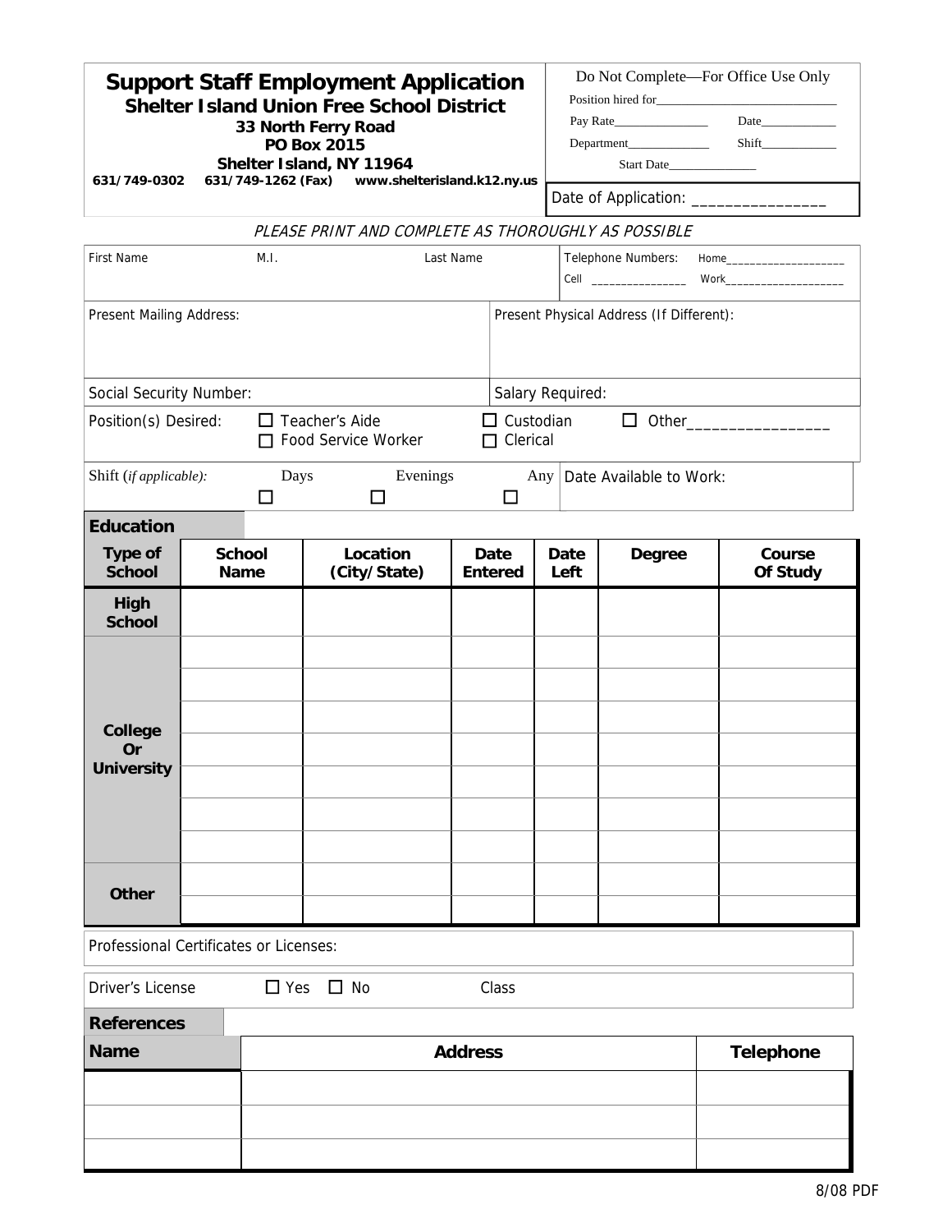# Support Staff Employment Application

**Shelter Island Union Free School District**
**33 North Ferry Road**
**PO Box 2015**
**Shelter Island, NY 11964**
**631/749-0302 631/749-1262 (Fax) www.shelterisland.k12.ny.us**

Do Not Complete—For Office Use Only
Position hired for____________________________
Pay Rate_______________ Date____________
Department_____________ Shift____________
Start Date______________

Date of Application: ________________

*PLEASE PRINT AND COMPLETE AS THOROUGHLY AS POSSIBLE*

| First Name | M.I. | Last Name | Telephone Numbers: Home____________________ Cell ________________ Work____________________ |
|---|---|---|---|

| Present Mailing Address: | Present Physical Address (If Different): |
|---|---|
| Social Security Number: | Salary Required: |

Position(s) Desired: ☐ Teacher's Aide ☐ Food Service Worker ☐ Custodian ☐ Clerical ☐ Other_________________

Shift (*if applicable):* Days ☐ Evenings ☐ Any ☐ | Date Available to Work:

## Education

| Type of School | School Name | Location (City/State) | Date Entered | Date Left | Degree | Course Of Study |
|---|---|---|---|---|---|---|
| High School | | | | | | |
| College Or University | | | | | | |
| | | | | | | |
| | | | | | | |
| | | | | | | |
| | | | | | | |
| | | | | | | |
| | | | | | | |
| Other | | | | | | |
| | | | | | | |

Professional Certificates or Licenses:

Driver's License ☐ Yes ☐ No Class

## References

| Name | Address | Telephone |
|---|---|---|
| | | |
| | | |
| | | |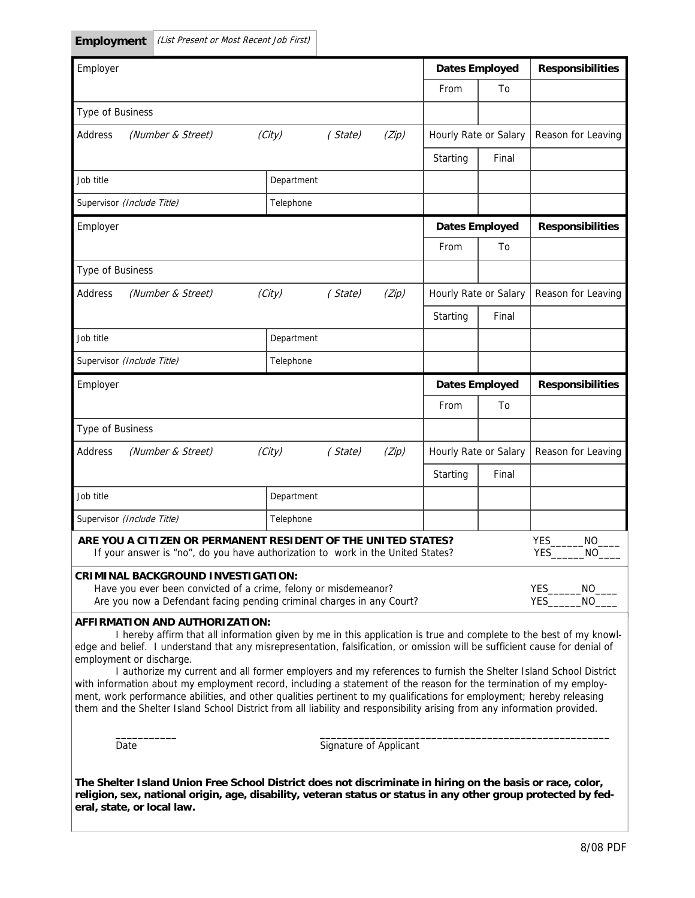**Employment** *(List Present or Most Recent Job First)*

| | | | | | |
|---|---|---|---|---|---|
| Employer | | **Dates Employed** | | **Responsibilities** |
| | | From | To | |
| Type of Business | | | | |
| Address *(Number & Street)* *(City)* *( State)* *(Zip)* | | Hourly Rate or Salary | | Reason for Leaving |
| | | Starting | Final | |
| Job title | Department | | | |
| Supervisor *(Include Title)* | Telephone | | | |

| | | | | |
|---|---|---|---|---|
| Employer | | **Dates Employed** | | **Responsibilities** |
| | | From | To | |
| Type of Business | | | | |
| Address *(Number & Street)* *(City)* *( State)* *(Zip)* | | Hourly Rate or Salary | | Reason for Leaving |
| | | Starting | Final | |
| Job title | Department | | | |
| Supervisor *(Include Title)* | Telephone | | | |

| | | | | |
|---|---|---|---|---|
| Employer | | **Dates Employed** | | **Responsibilities** |
| | | From | To | |
| Type of Business | | | | |
| Address *(Number & Street)* *(City)* *( State)* *(Zip)* | | Hourly Rate or Salary | | Reason for Leaving |
| | | Starting | Final | |
| Job title | Department | | | |
| Supervisor *(Include Title)* | Telephone | | | |

**ARE YOU A CITIZEN OR PERMANENT RESIDENT OF THE UNITED STATES?** YES______NO____
If your answer is "no", do you have authorization to work in the United States? YES______NO____

**CRIMINAL BACKGROUND INVESTIGATION:**
Have you ever been convicted of a crime, felony or misdemeanor? YES______NO____
Are you now a Defendant facing pending criminal charges in any Court? YES______NO____

**AFFIRMATION AND AUTHORIZATION:**

I hereby affirm that all information given by me in this application is true and complete to the best of my knowledge and belief. I understand that any misrepresentation, falsification, or omission will be sufficient cause for denial of employment or discharge.

I authorize my current and all former employers and my references to furnish the Shelter Island School District with information about my employment record, including a statement of the reason for the termination of my employment, work performance abilities, and other qualities pertinent to my qualifications for employment; hereby releasing them and the Shelter Island School District from all liability and responsibility arising from any information provided.

___________ ____________________________________________________
Date Signature of Applicant

**The Shelter Island Union Free School District does not discriminate in hiring on the basis or race, color, religion, sex, national origin, age, disability, veteran status or status in any other group protected by federal, state, or local law.**

8/08 PDF